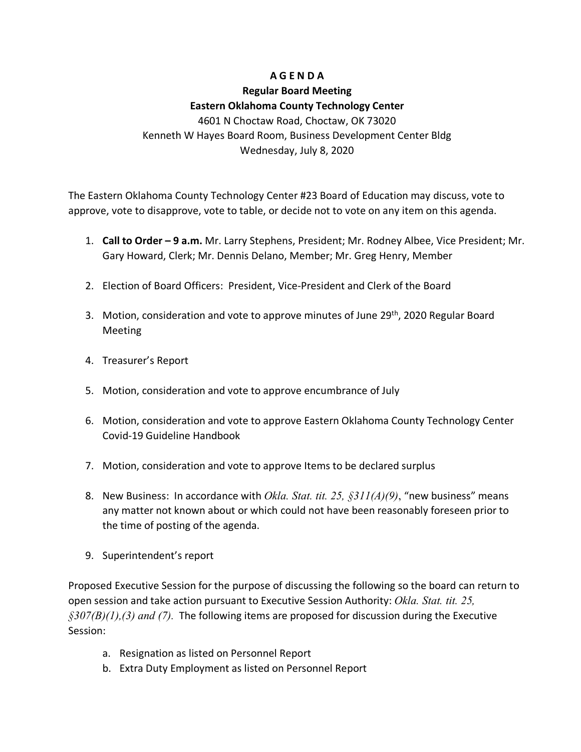# A G E N D A

## Regular Board Meeting

## Eastern Oklahoma County Technology Center

4601 N Choctaw Road, Choctaw, OK 73020
Kenneth W Hayes Board Room, Business Development Center Bldg
Wednesday, July 8, 2020

The Eastern Oklahoma County Technology Center #23 Board of Education may discuss, vote to approve, vote to disapprove, vote to table, or decide not to vote on any item on this agenda.

1. **Call to Order – 9 a.m.** Mr. Larry Stephens, President; Mr. Rodney Albee, Vice President; Mr. Gary Howard, Clerk; Mr. Dennis Delano, Member; Mr. Greg Henry, Member

2. Election of Board Officers: President, Vice-President and Clerk of the Board

3. Motion, consideration and vote to approve minutes of June 29th, 2020 Regular Board Meeting

4. Treasurer's Report

5. Motion, consideration and vote to approve encumbrance of July

6. Motion, consideration and vote to approve Eastern Oklahoma County Technology Center Covid-19 Guideline Handbook

7. Motion, consideration and vote to approve Items to be declared surplus

8. New Business: In accordance with *Okla. Stat. tit. 25, §311(A)(9)*, "new business" means any matter not known about or which could not have been reasonably foreseen prior to the time of posting of the agenda.

9. Superintendent's report

Proposed Executive Session for the purpose of discussing the following so the board can return to open session and take action pursuant to Executive Session Authority: *Okla. Stat. tit. 25, §307(B)(1),(3) and (7).* The following items are proposed for discussion during the Executive Session:

a. Resignation as listed on Personnel Report
b. Extra Duty Employment as listed on Personnel Report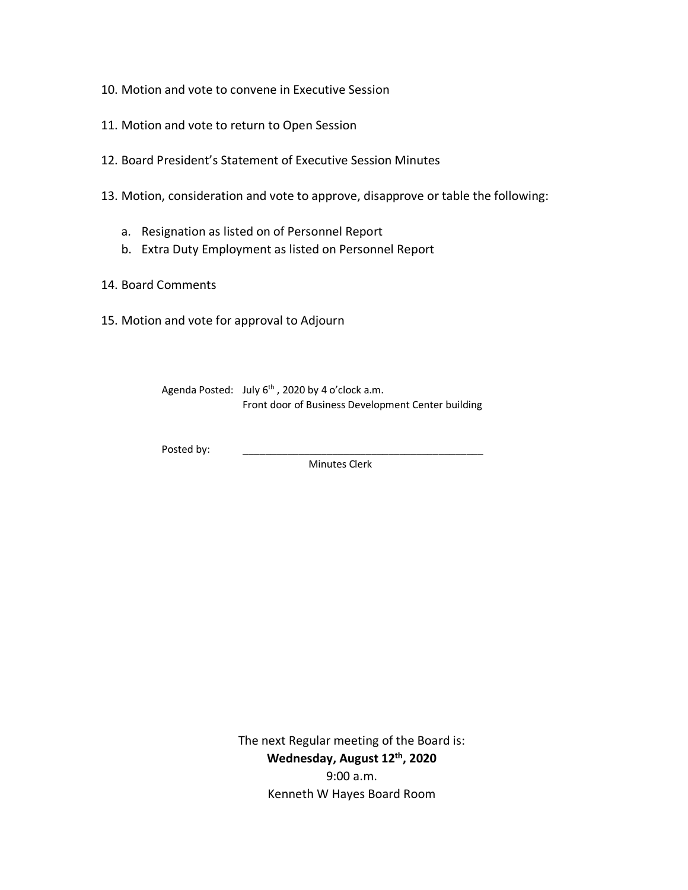10. Motion and vote to convene in Executive Session

11. Motion and vote to return to Open Session

12. Board President's Statement of Executive Session Minutes

13. Motion, consideration and vote to approve, disapprove or table the following:

    a. Resignation as listed on of Personnel Report
    b. Extra Duty Employment as listed on Personnel Report

14. Board Comments

15. Motion and vote for approval to Adjourn

Agenda Posted: July 6th , 2020 by 4 o'clock a.m.
Front door of Business Development Center building

Posted by: ___________________________________________
Minutes Clerk

The next Regular meeting of the Board is:
**Wednesday, August 12th, 2020**
9:00 a.m.
Kenneth W Hayes Board Room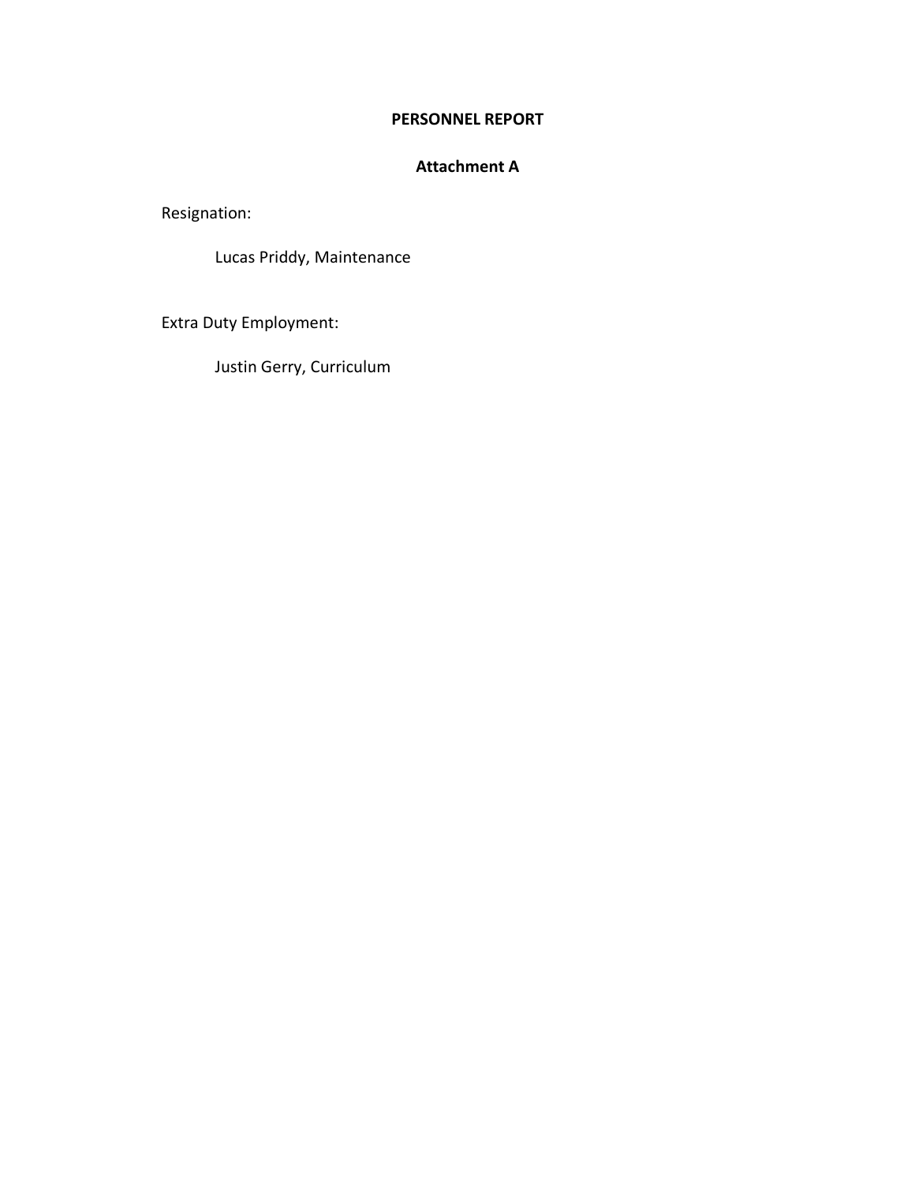**PERSONNEL REPORT**

**Attachment A**

Resignation:

Lucas Priddy, Maintenance

Extra Duty Employment:

Justin Gerry, Curriculum